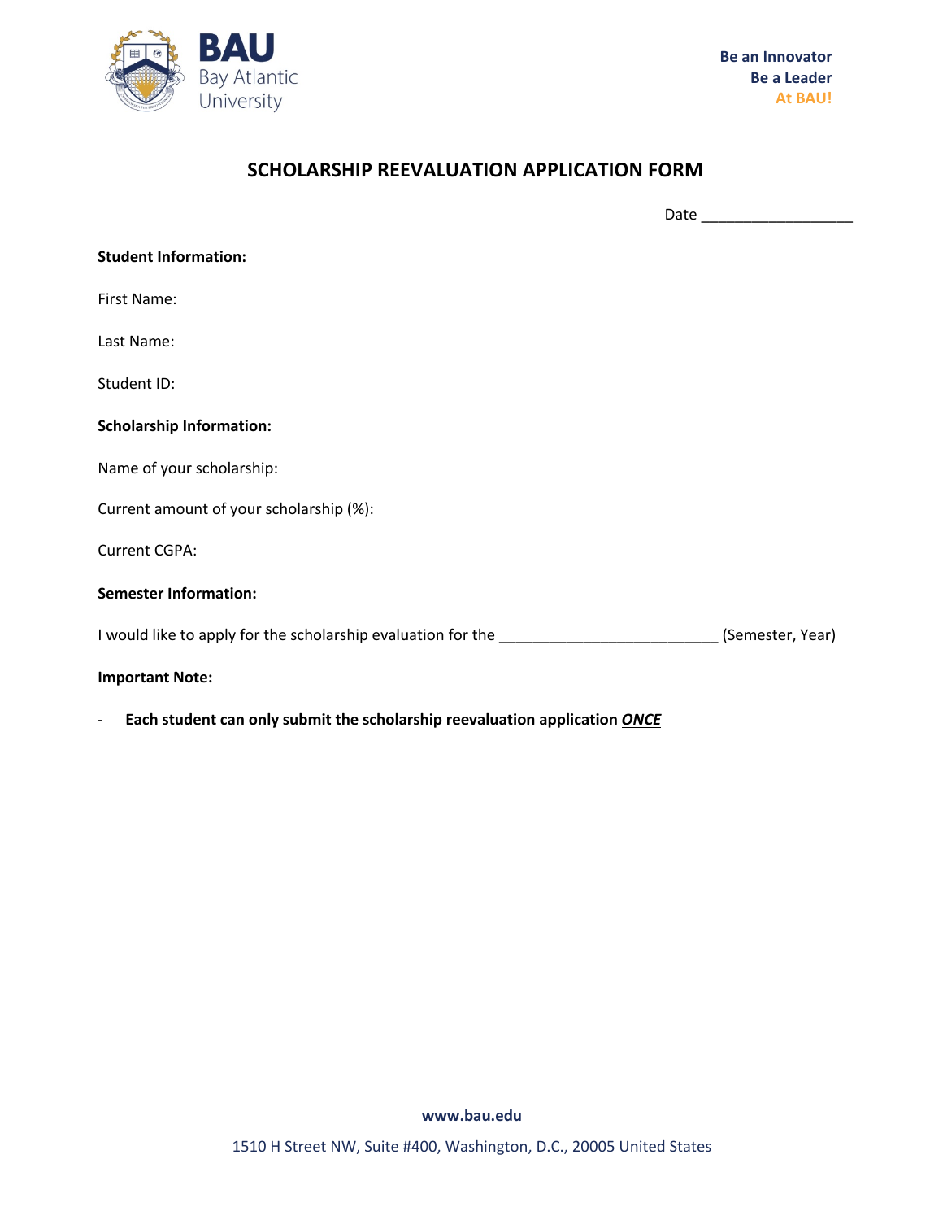BAU Bay Atlantic University

Be an Innovator
Be a Leader
At BAU!

# SCHOLARSHIP REEVALUATION APPLICATION FORM

Date ___________________

**Student Information:**

First Name:

Last Name:

Student ID:

**Scholarship Information:**

Name of your scholarship:

Current amount of your scholarship (%):

Current CGPA:

**Semester Information:**

I would like to apply for the scholarship evaluation for the ___________________________ (Semester, Year)

**Important Note:**

- **Each student can only submit the scholarship reevaluation application *ONCE***

**www.bau.edu**

1510 H Street NW, Suite #400, Washington, D.C., 20005 United States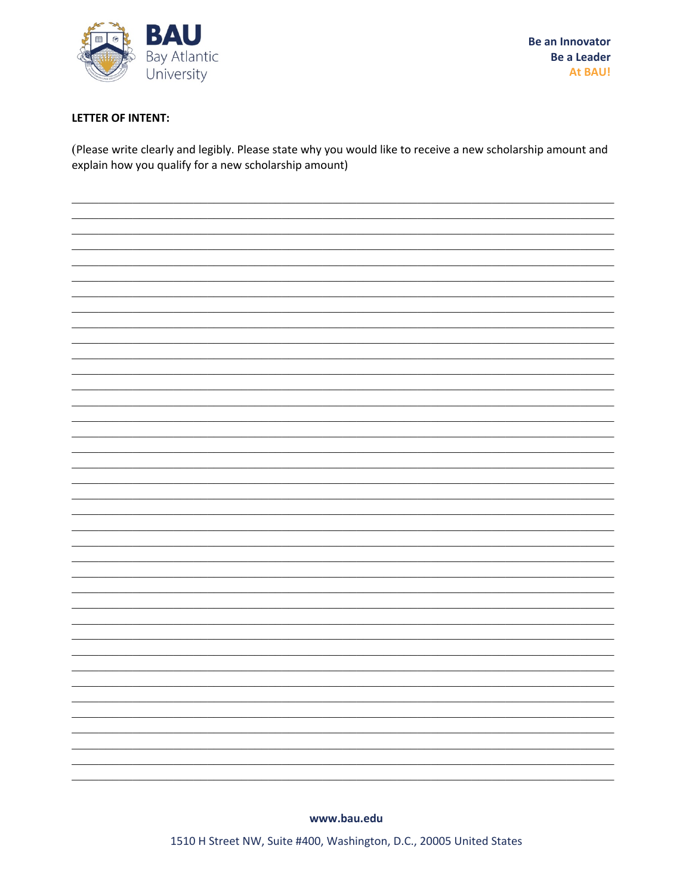**LETTER OF INTENT:**

(Please write clearly and legibly. Please state why you would like to receive a new scholarship amount and explain how you qualify for a new scholarship amount)

______________________________________________________________________________

______________________________________________________________________________

______________________________________________________________________________

______________________________________________________________________________

______________________________________________________________________________

______________________________________________________________________________

______________________________________________________________________________

______________________________________________________________________________

______________________________________________________________________________

______________________________________________________________________________

______________________________________________________________________________

______________________________________________________________________________

______________________________________________________________________________

______________________________________________________________________________

______________________________________________________________________________

______________________________________________________________________________

______________________________________________________________________________

______________________________________________________________________________

______________________________________________________________________________

______________________________________________________________________________

______________________________________________________________________________

______________________________________________________________________________

______________________________________________________________________________

______________________________________________________________________________

______________________________________________________________________________

______________________________________________________________________________

______________________________________________________________________________

______________________________________________________________________________

______________________________________________________________________________

______________________________________________________________________________

______________________________________________________________________________

______________________________________________________________________________

______________________________________________________________________________

______________________________________________________________________________

______________________________________________________________________________

______________________________________________________________________________

______________________________________________________________________________

www.bau.edu

1510 H Street NW, Suite #400, Washington, D.C., 20005 United States